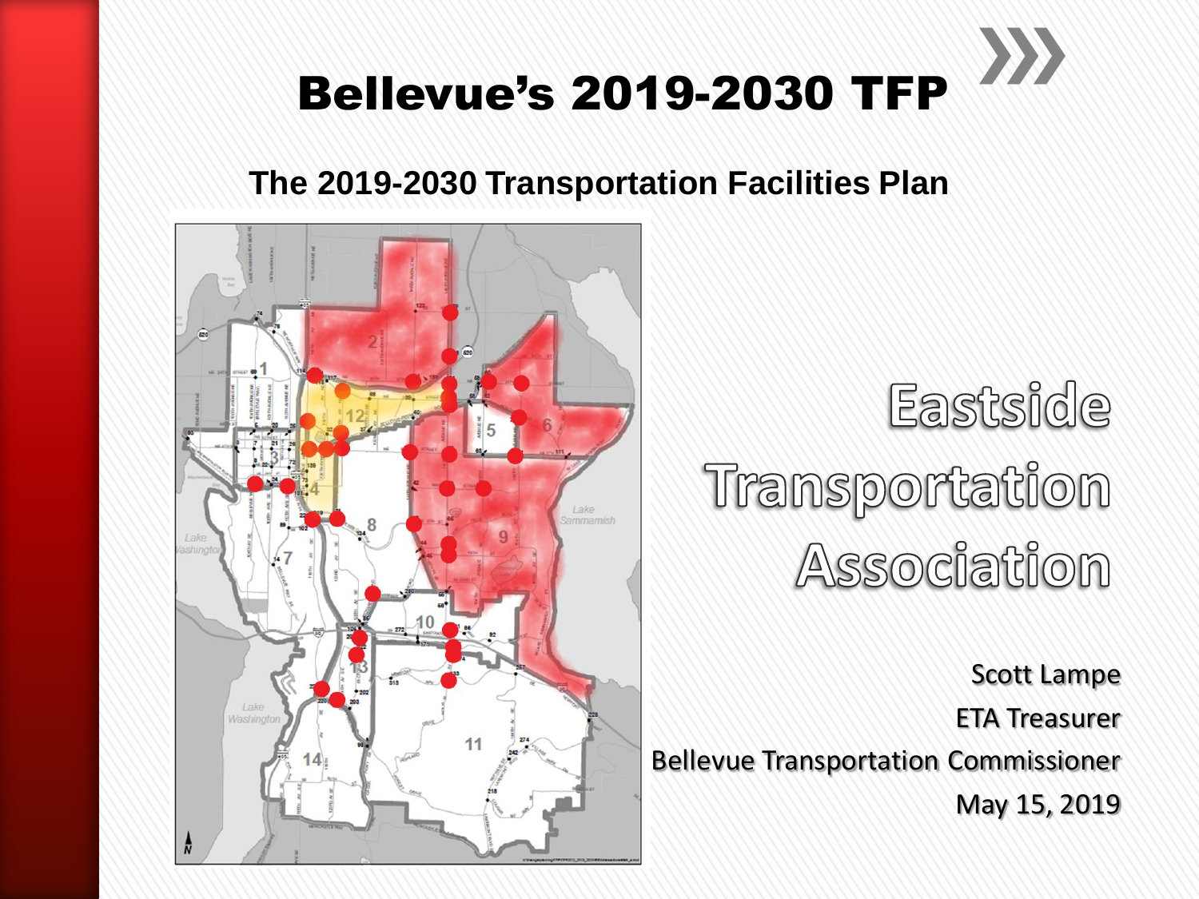# Bellevue's 2019-2030 TFP

**The 2019-2030 Transportation Facilities Plan**

## Eastside Transportation Association

Scott Lampe

ETA Treasurer

Bellevue Transportation Commissioner

May 15, 2019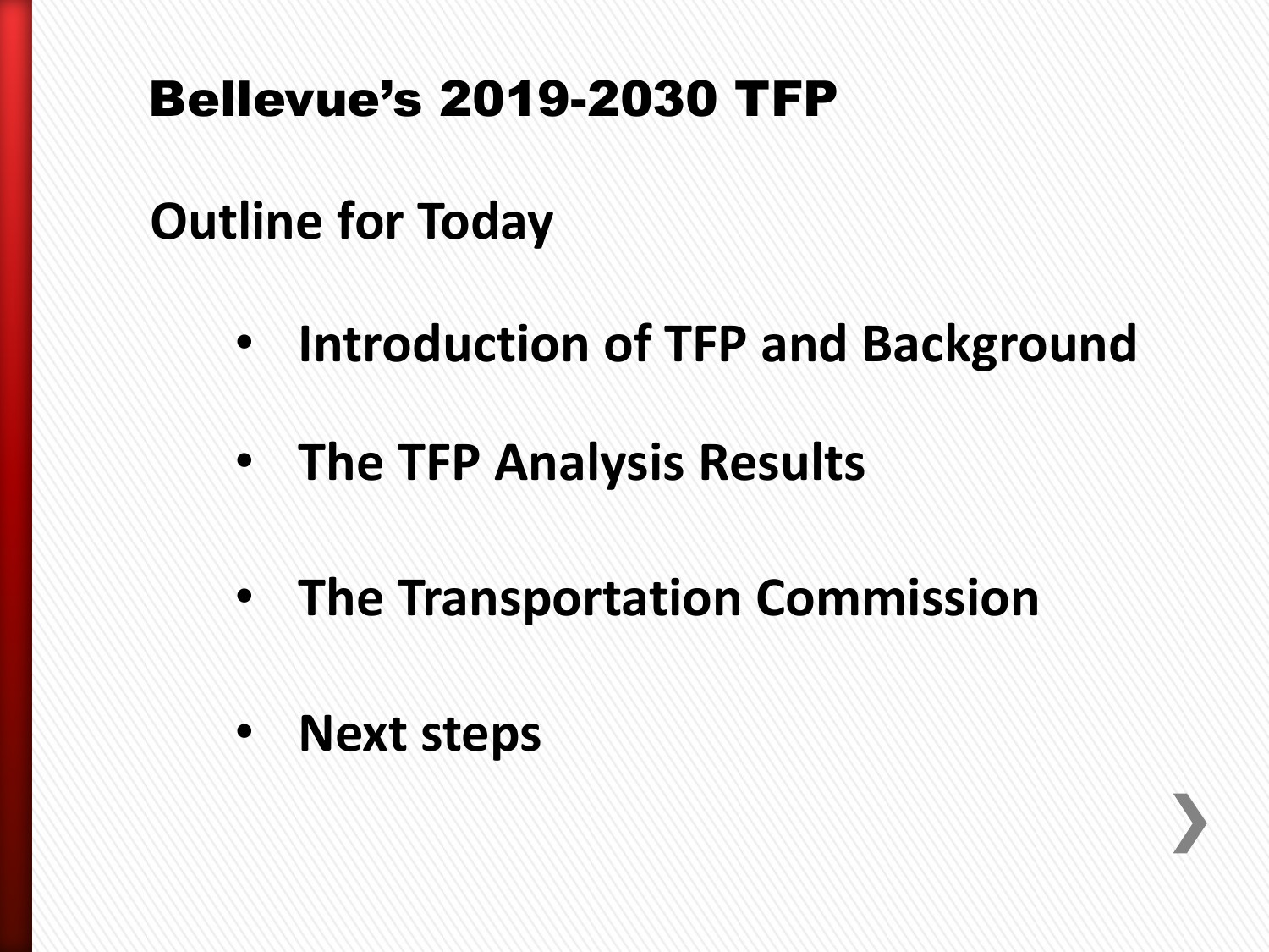# Bellevue's 2019-2030 TFP

## Outline for Today

- **Introduction of TFP and Background**
- **The TFP Analysis Results**
- **The Transportation Commission**
- **Next steps**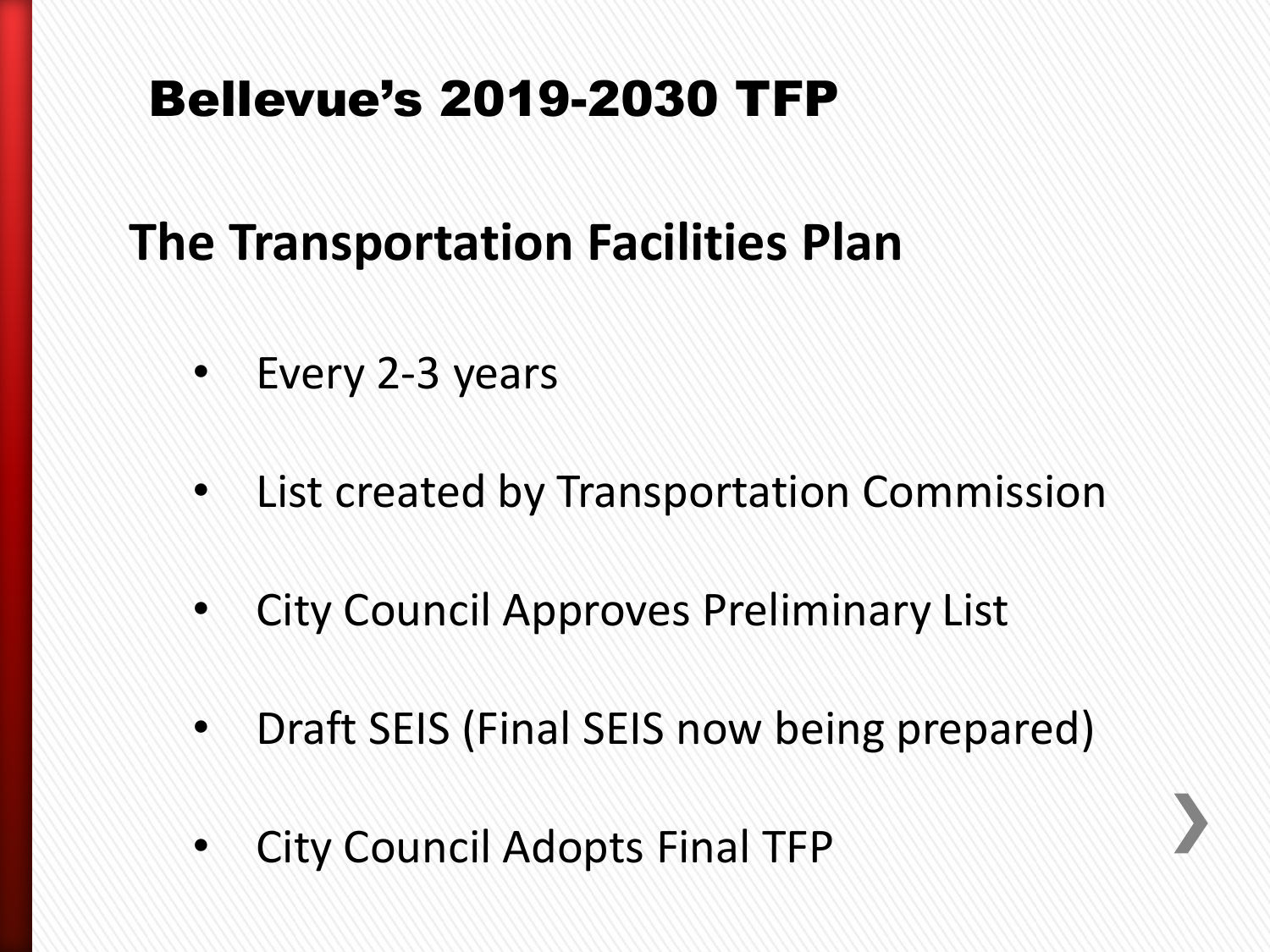# Bellevue's 2019-2030 TFP

## The Transportation Facilities Plan

- Every 2-3 years
- List created by Transportation Commission
- City Council Approves Preliminary List
- Draft SEIS (Final SEIS now being prepared)
- City Council Adopts Final TFP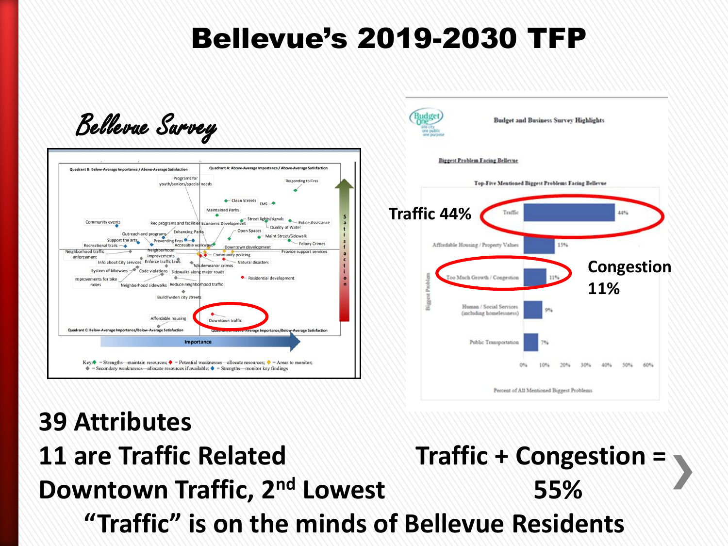# Bellevue's 2019-2030 TFP

*Bellevue Survey*

Traffic 44%

Congestion 11%

**39 Attributes**

**11 are Traffic Related**

**Downtown Traffic, 2nd Lowest**

**Traffic + Congestion = 55%**

**"Traffic" is on the minds of Bellevue Residents**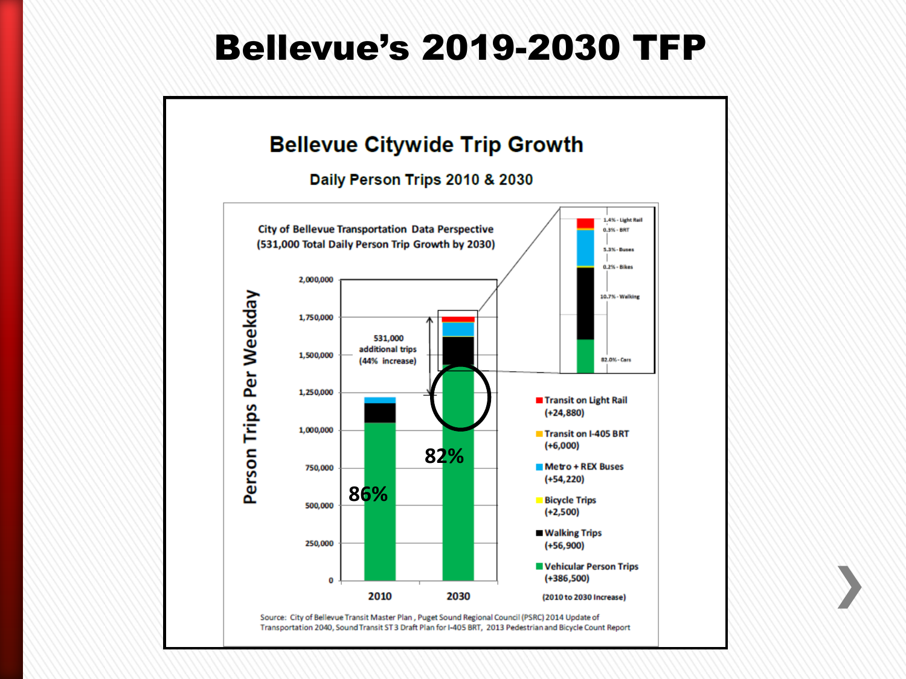# Bellevue's 2019-2030 TFP

## Bellevue Citywide Trip Growth

### Daily Person Trips 2010 & 2030

City of Bellevue Transportation Data Perspective
(531,000 Total Daily Person Trip Growth by 2030)

Person Trips Per Weekday

2,000,000
1,750,000
1,500,000
1,250,000
1,000,000
750,000
500,000
250,000
0

2010 — 86%

2030 — 82%

531,000 additional trips (44% increase)

1.4% - Light Rail
0.3% - BRT
5.3% - Buses
0.2% - Bikes
10.7% - Walking
82.0% - Cars

- Transit on Light Rail (+24,880)
- Transit on I-405 BRT (+6,000)
- Metro + REX Buses (+54,220)
- Bicycle Trips (+2,500)
- Walking Trips (+56,900)
- Vehicular Person Trips (+386,500)

(2010 to 2030 Increase)

Source: City of Bellevue Transit Master Plan , Puget Sound Regional Council (PSRC) 2014 Update of Transportation 2040, Sound Transit ST3 Draft Plan for I-405 BRT, 2013 Pedestrian and Bicycle Count Report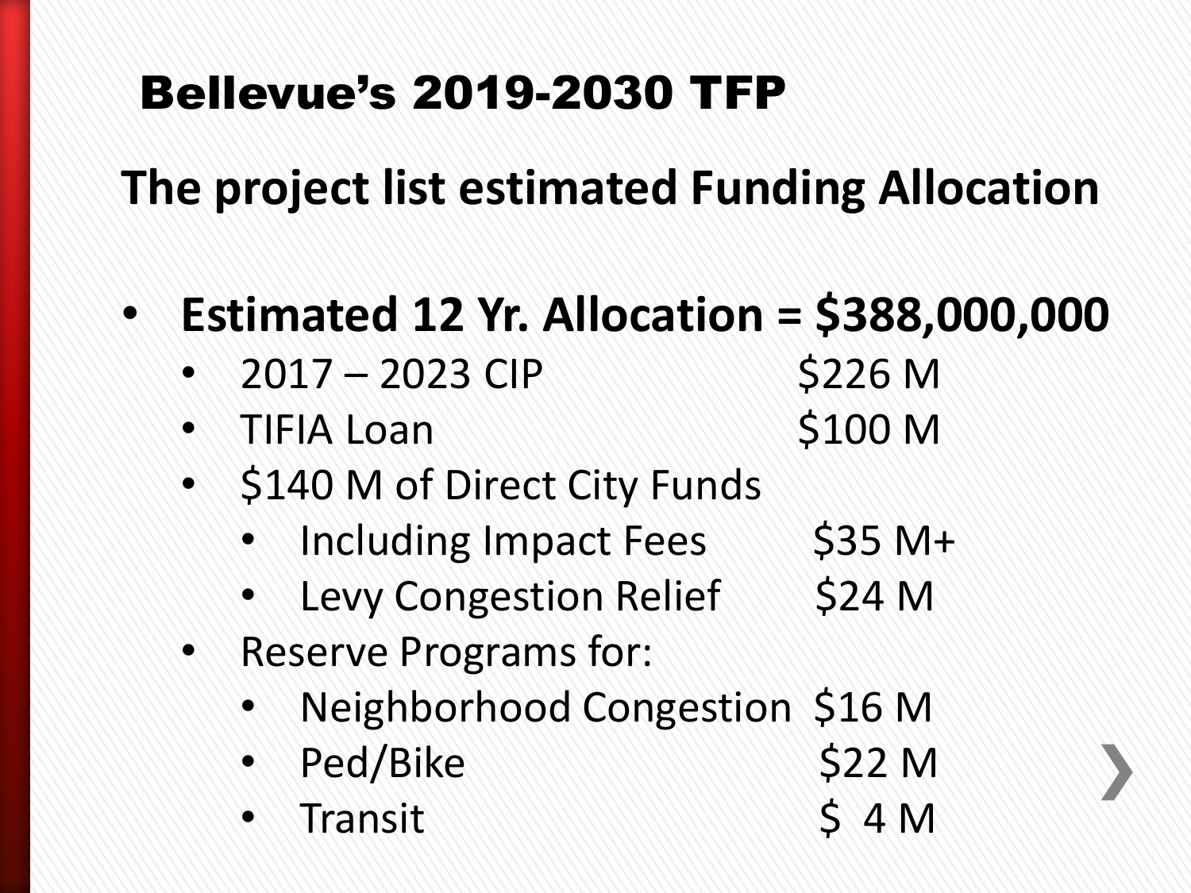# Bellevue's 2019-2030 TFP

## The project list estimated Funding Allocation

- **Estimated 12 Yr. Allocation = $388,000,000**
  - 2017 – 2023 CIP $226 M
  - TIFIA Loan $100 M
  - $140 M of Direct City Funds
    - Including Impact Fees $35 M+
    - Levy Congestion Relief $24 M
  - Reserve Programs for:
    - Neighborhood Congestion $16 M
    - Ped/Bike $22 M
    - Transit $ 4 M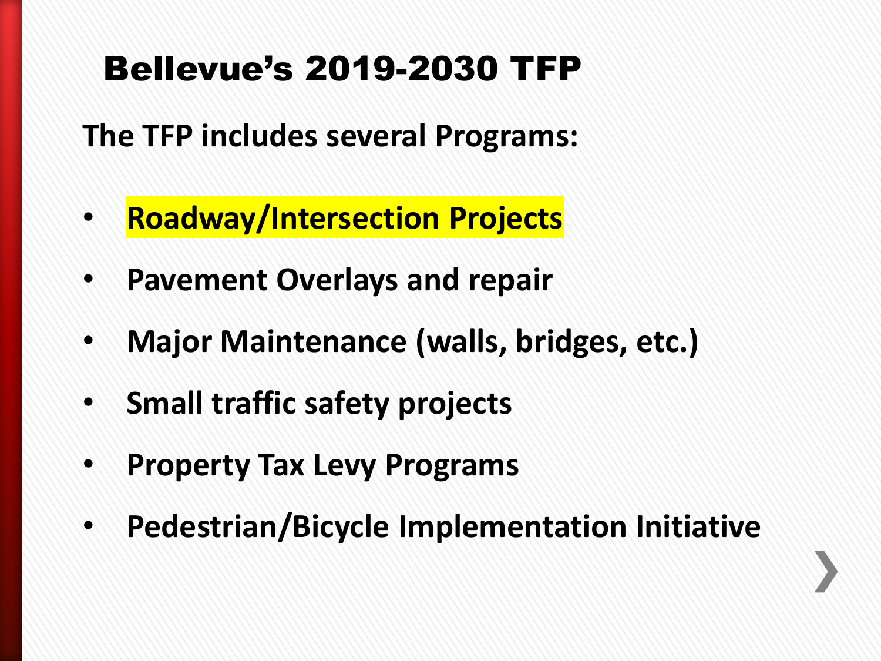# Bellevue's 2019-2030 TFP

**The TFP includes several Programs:**

- **Roadway/Intersection Projects**
- **Pavement Overlays and repair**
- **Major Maintenance (walls, bridges, etc.)**
- **Small traffic safety projects**
- **Property Tax Levy Programs**
- **Pedestrian/Bicycle Implementation Initiative**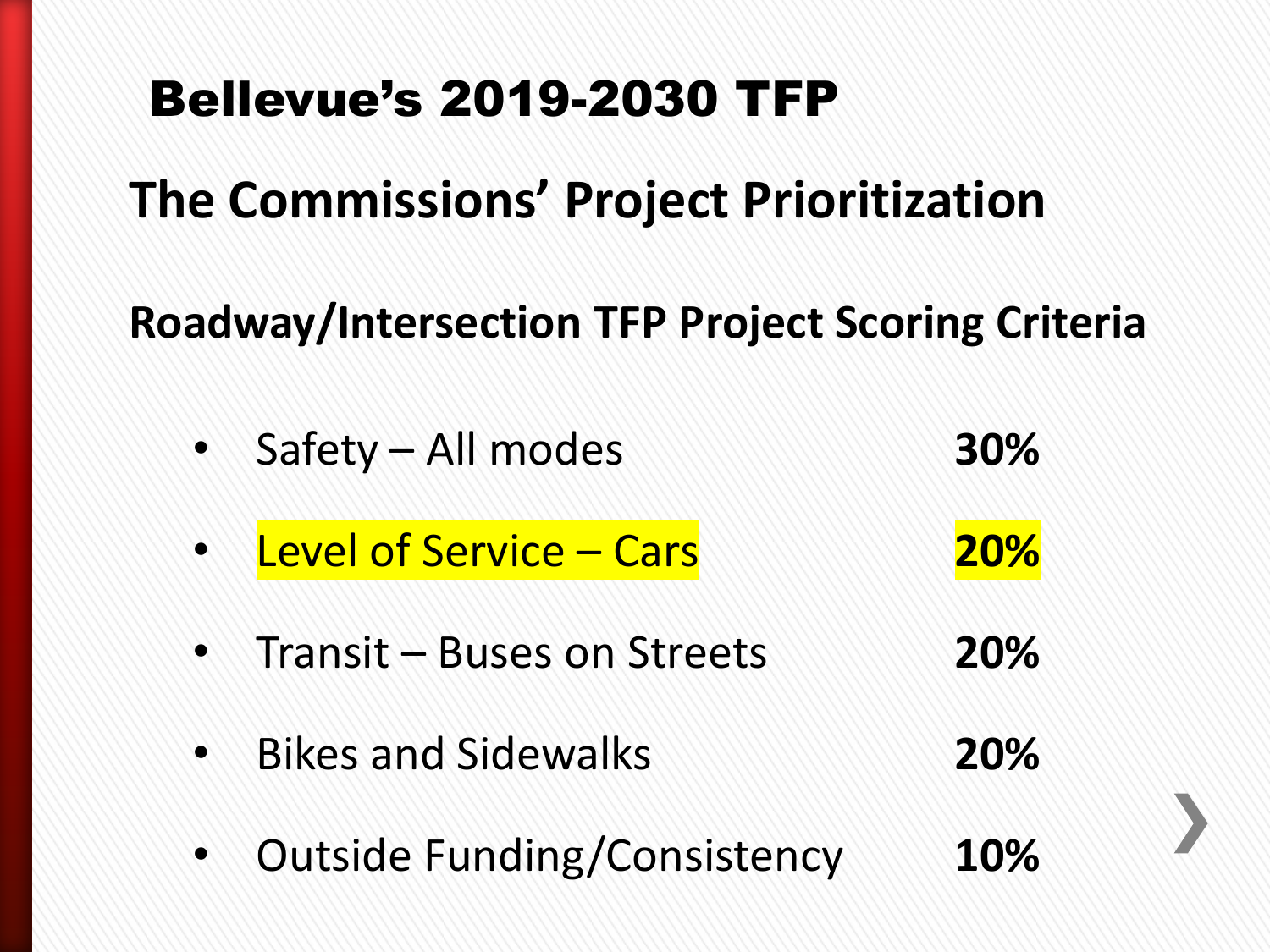# Bellevue's 2019-2030 TFP

## The Commissions' Project Prioritization

### Roadway/Intersection TFP Project Scoring Criteria

- Safety – All modes **30%**
- Level of Service – Cars **20%**
- Transit – Buses on Streets **20%**
- Bikes and Sidewalks **20%**
- Outside Funding/Consistency **10%**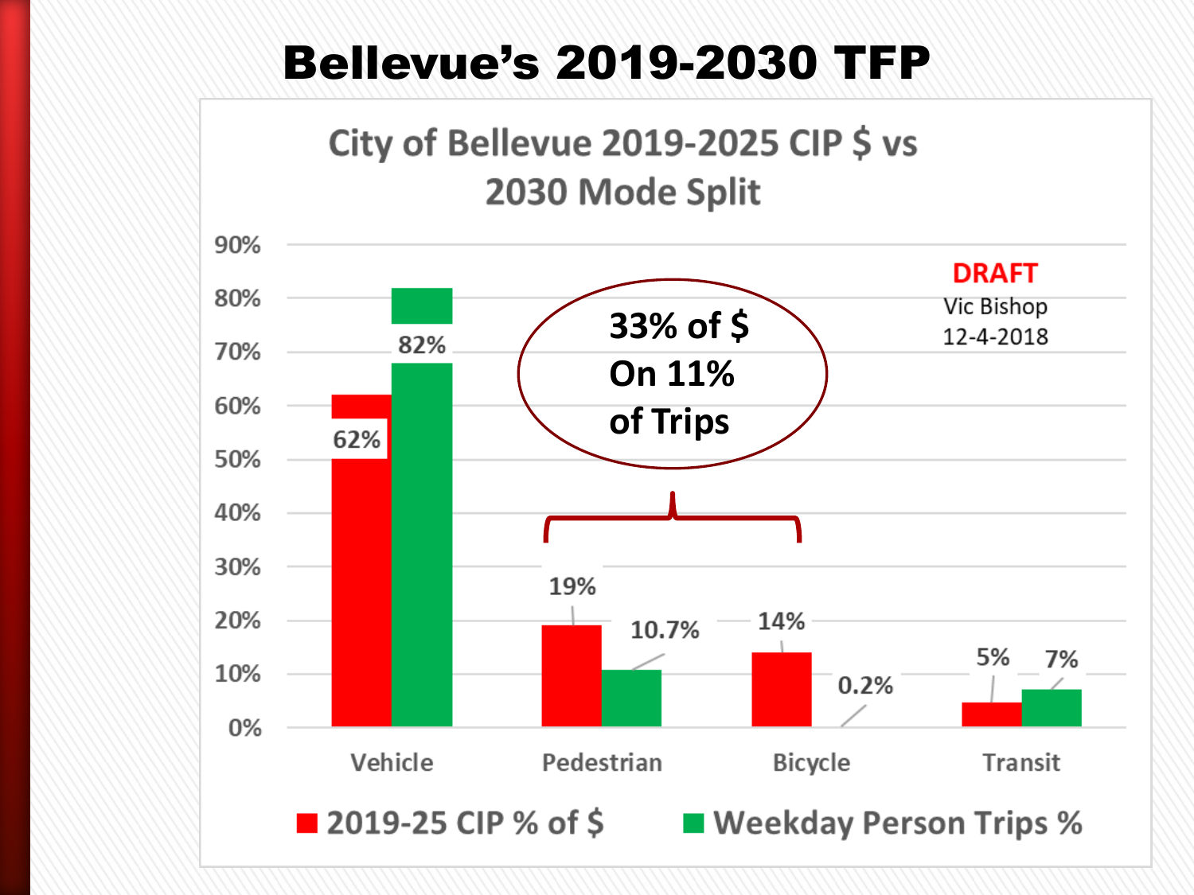# Bellevue's 2019-2030 TFP

## City of Bellevue 2019-2025 CIP $ vs 2030 Mode Split

DRAFT
Vic Bishop
12-4-2018

33% of $
On 11%
of Trips

| | 2019-25 CIP % of $ | Weekday Person Trips % |
|---|---|---|
| Vehicle | 62% | 82% |
| Pedestrian | 19% | 10.7% |
| Bicycle | 14% | 0.2% |
| Transit | 5% | 7% |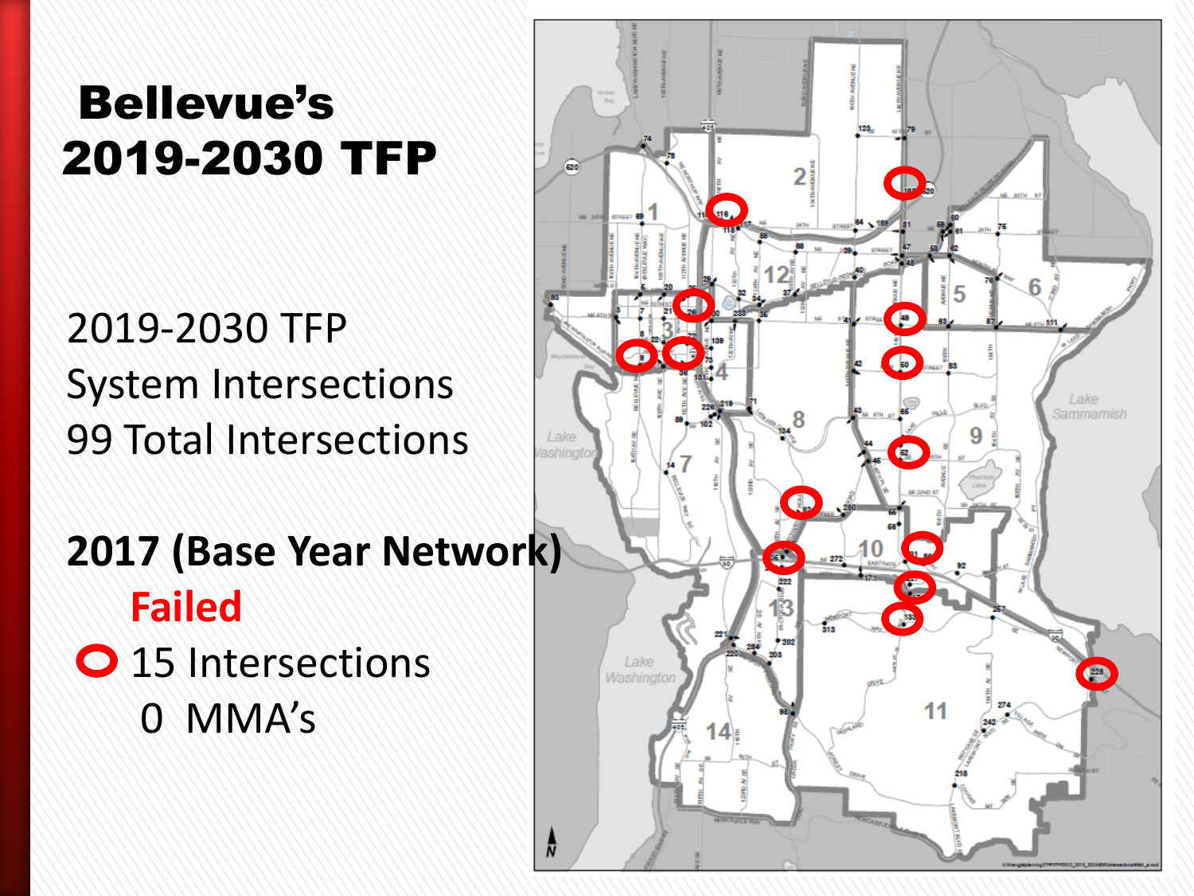# Bellevue's 2019-2030 TFP

2019-2030 TFP
System Intersections
99 Total Intersections

**2017 (Base Year Network)**

**Failed**

- 15 Intersections
- 0 MMA's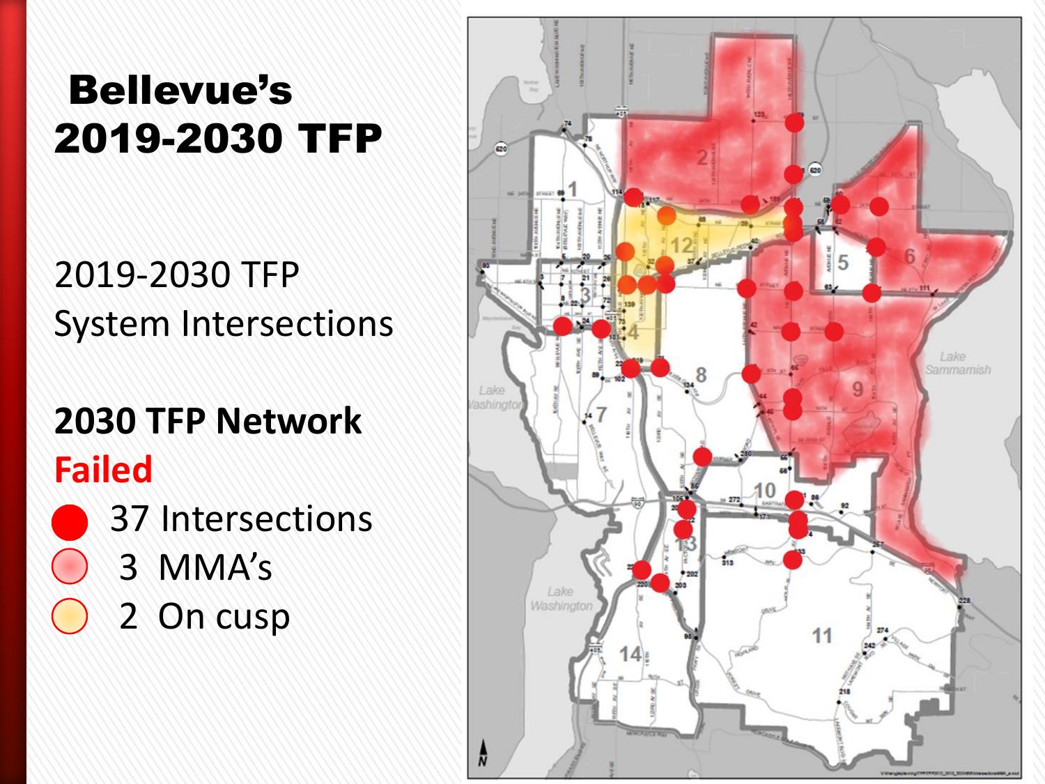# Bellevue's 2019-2030 TFP

2019-2030 TFP
System Intersections

**2030 TFP Network**

**Failed**

- 37 Intersections
- 3 MMA's
- 2 On cusp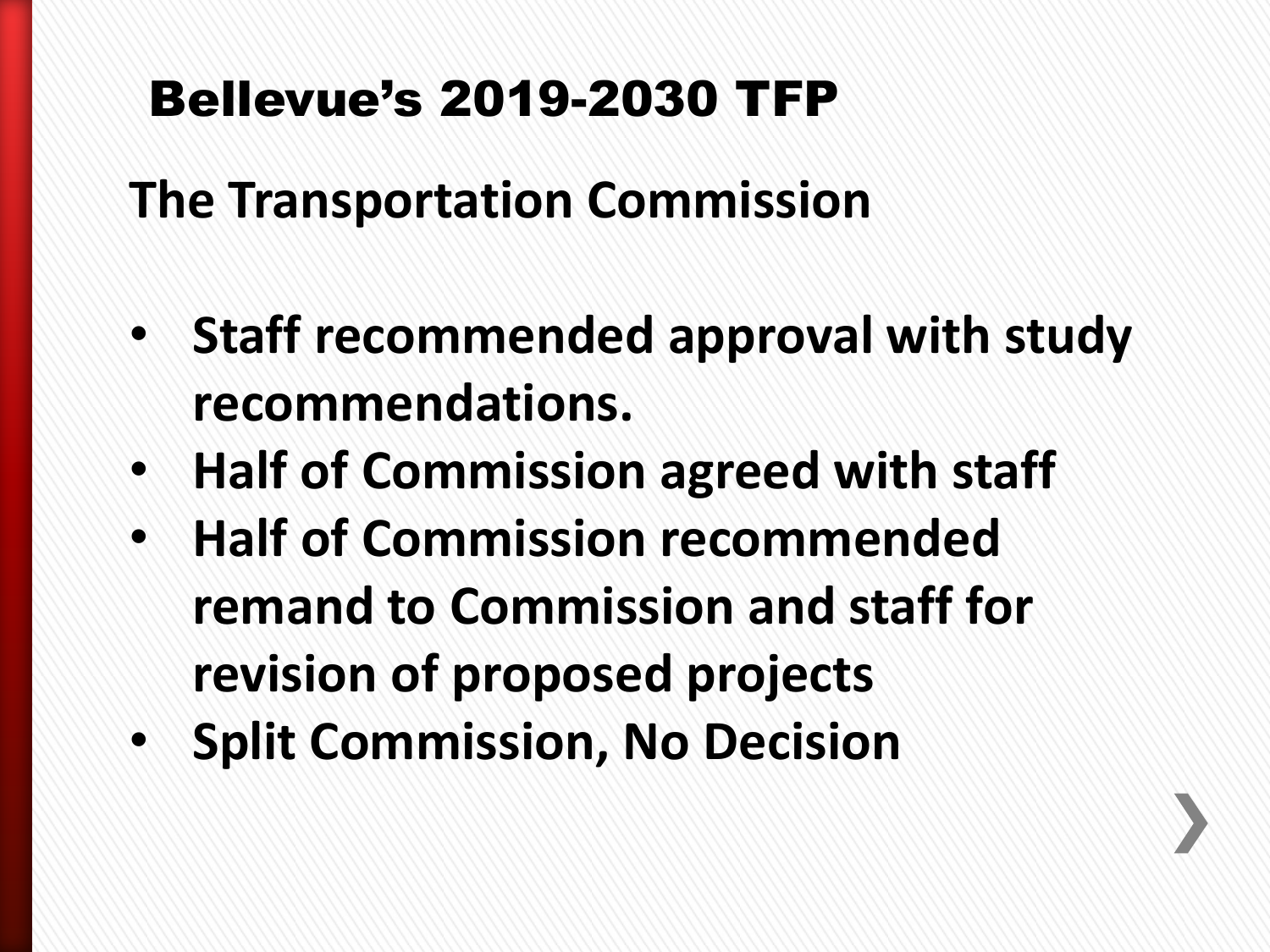# Bellevue's 2019-2030 TFP

## The Transportation Commission

- **Staff recommended approval with study recommendations.**
- **Half of Commission agreed with staff**
- **Half of Commission recommended remand to Commission and staff for revision of proposed projects**
- **Split Commission, No Decision**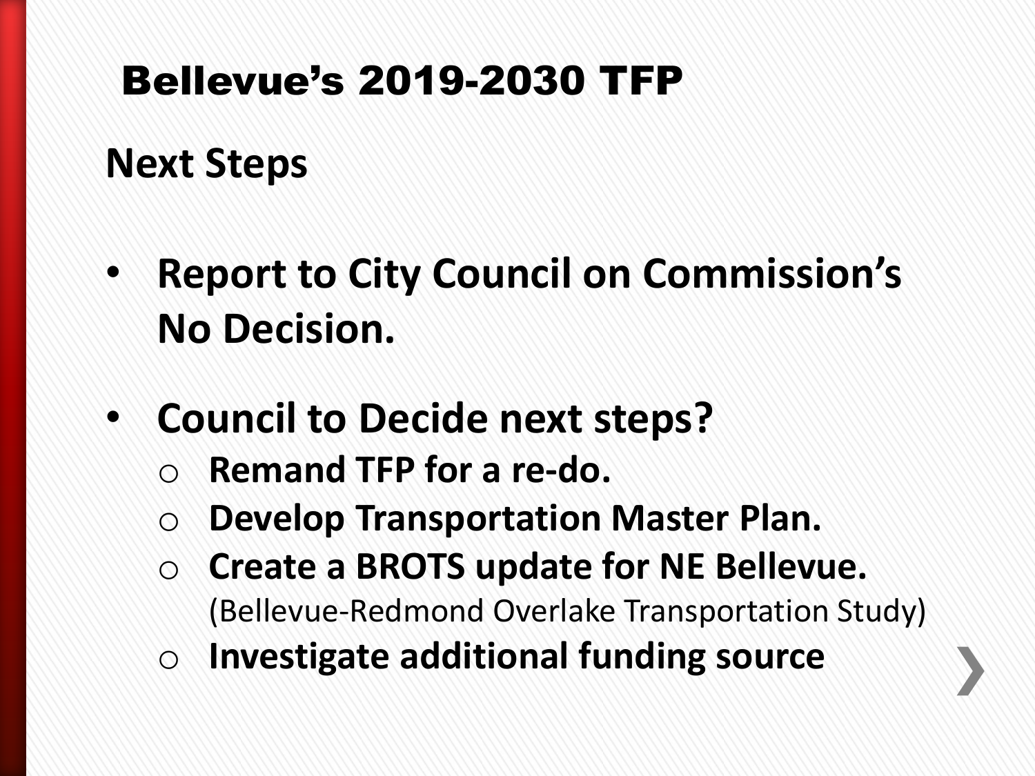# Bellevue's 2019-2030 TFP

## Next Steps

- **Report to City Council on Commission's No Decision.**

- **Council to Decide next steps?**
  - **Remand TFP for a re-do.**
  - **Develop Transportation Master Plan.**
  - **Create a BROTS update for NE Bellevue.** (Bellevue-Redmond Overlake Transportation Study)
  - **Investigate additional funding source**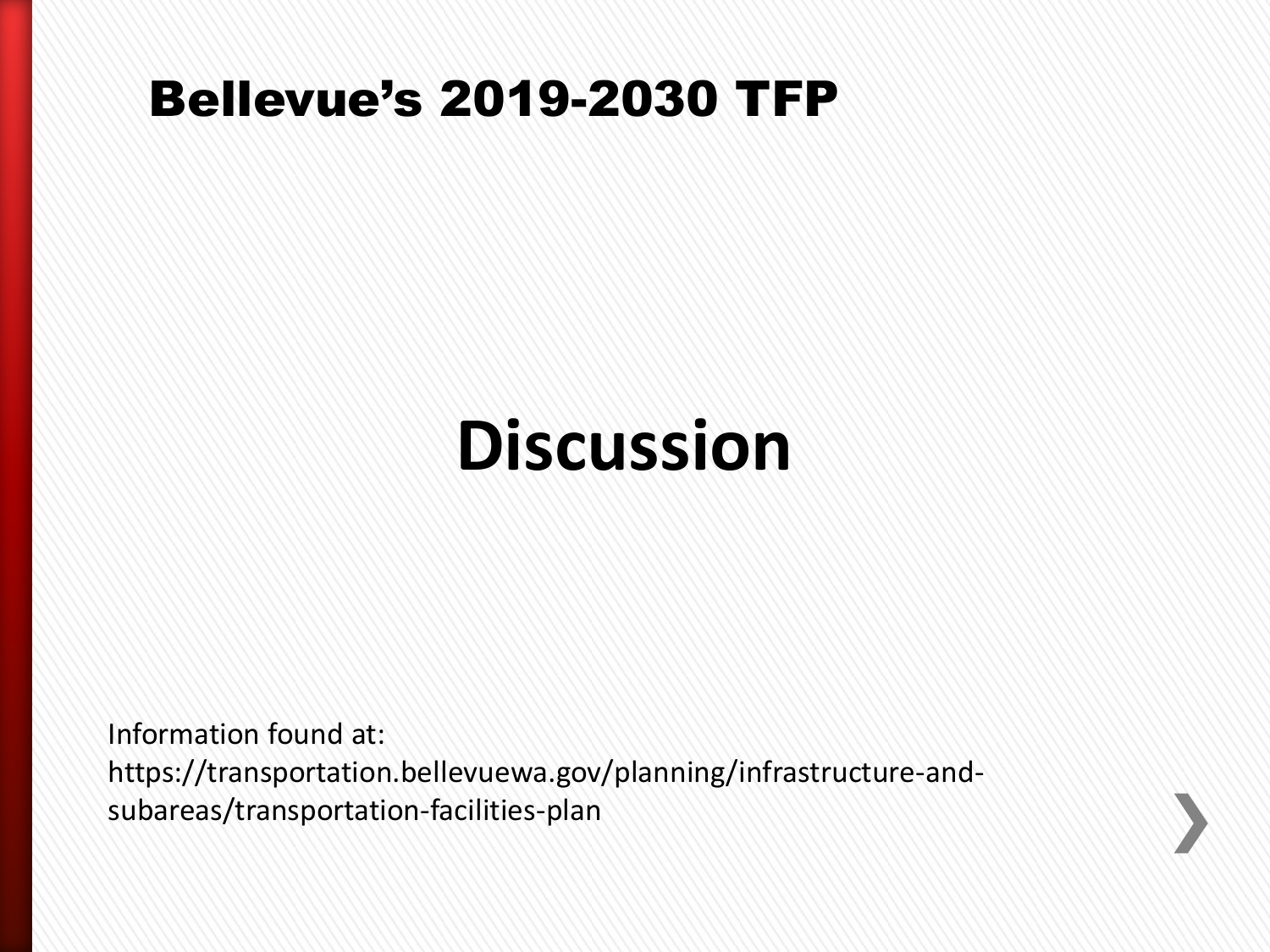# Bellevue's 2019-2030 TFP

## Discussion

Information found at:
https://transportation.bellevuewa.gov/planning/infrastructure-and-subareas/transportation-facilities-plan